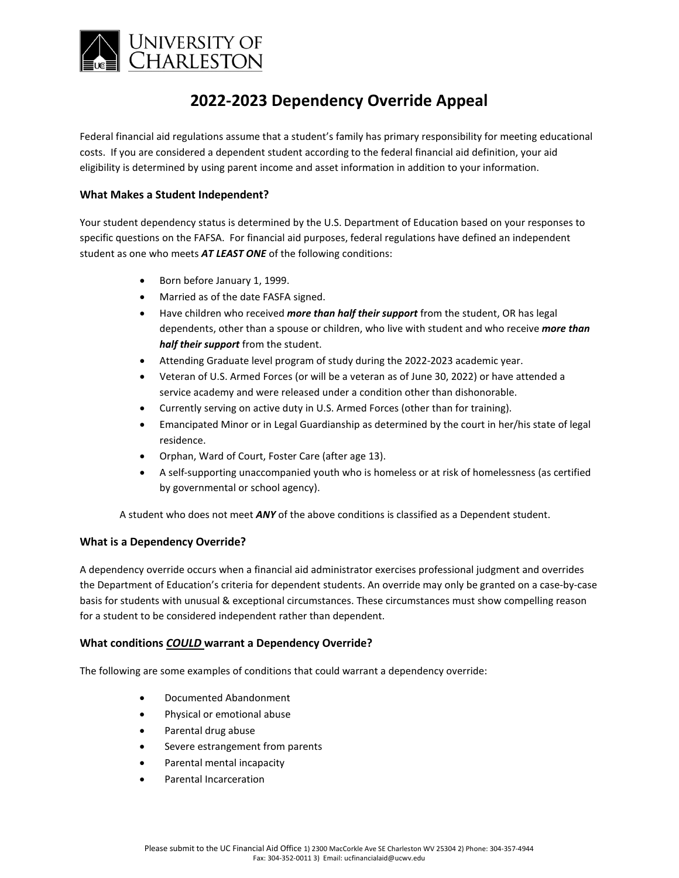UNIVERSITY OF CHARLESTON

# 2022-2023 Dependency Override Appeal

Federal financial aid regulations assume that a student's family has primary responsibility for meeting educational costs. If you are considered a dependent student according to the federal financial aid definition, your aid eligibility is determined by using parent income and asset information in addition to your information.

### What Makes a Student Independent?

Your student dependency status is determined by the U.S. Department of Education based on your responses to specific questions on the FAFSA. For financial aid purposes, federal regulations have defined an independent student as one who meets ***AT LEAST ONE*** of the following conditions:

- Born before January 1, 1999.
- Married as of the date FASFA signed.
- Have children who received ***more than half their support*** from the student, OR has legal dependents, other than a spouse or children, who live with student and who receive ***more than half their support*** from the student.
- Attending Graduate level program of study during the 2022-2023 academic year.
- Veteran of U.S. Armed Forces (or will be a veteran as of June 30, 2022) or have attended a service academy and were released under a condition other than dishonorable.
- Currently serving on active duty in U.S. Armed Forces (other than for training).
- Emancipated Minor or in Legal Guardianship as determined by the court in her/his state of legal residence.
- Orphan, Ward of Court, Foster Care (after age 13).
- A self-supporting unaccompanied youth who is homeless or at risk of homelessness (as certified by governmental or school agency).

A student who does not meet ***ANY*** of the above conditions is classified as a Dependent student.

### What is a Dependency Override?

A dependency override occurs when a financial aid administrator exercises professional judgment and overrides the Department of Education's criteria for dependent students. An override may only be granted on a case-by-case basis for students with unusual & exceptional circumstances. These circumstances must show compelling reason for a student to be considered independent rather than dependent.

### What conditions ***COULD*** warrant a Dependency Override?

The following are some examples of conditions that could warrant a dependency override:

- Documented Abandonment
- Physical or emotional abuse
- Parental drug abuse
- Severe estrangement from parents
- Parental mental incapacity
- Parental Incarceration

Please submit to the UC Financial Aid Office 1) 2300 MacCorkle Ave SE Charleston WV 25304 2) Phone: 304-357-4944 Fax: 304-352-0011 3) Email: ucfinancialaid@ucwv.edu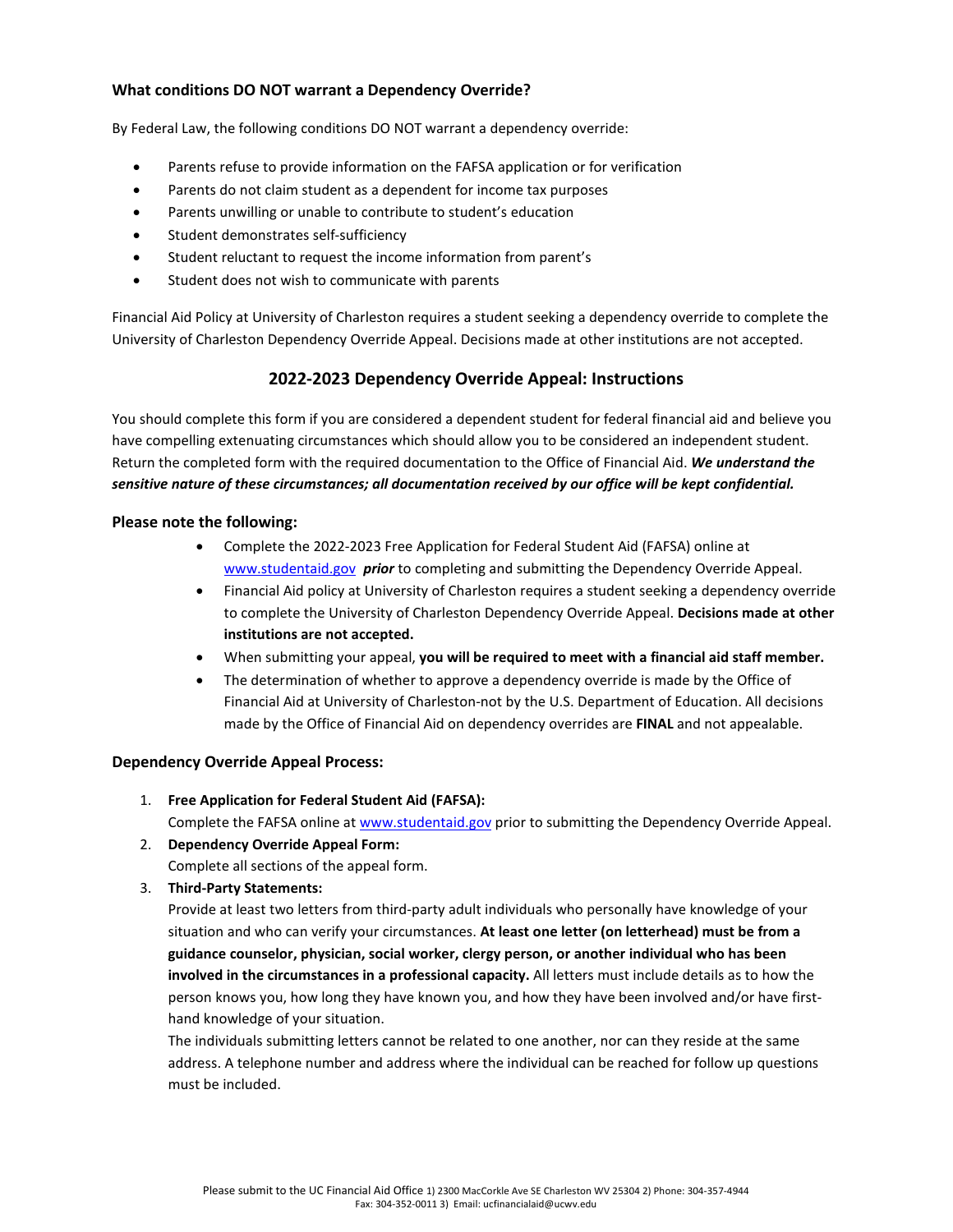### What conditions DO NOT warrant a Dependency Override?

By Federal Law, the following conditions DO NOT warrant a dependency override:

- Parents refuse to provide information on the FAFSA application or for verification
- Parents do not claim student as a dependent for income tax purposes
- Parents unwilling or unable to contribute to student's education
- Student demonstrates self-sufficiency
- Student reluctant to request the income information from parent's
- Student does not wish to communicate with parents

Financial Aid Policy at University of Charleston requires a student seeking a dependency override to complete the University of Charleston Dependency Override Appeal. Decisions made at other institutions are not accepted.

## 2022-2023 Dependency Override Appeal: Instructions

You should complete this form if you are considered a dependent student for federal financial aid and believe you have compelling extenuating circumstances which should allow you to be considered an independent student. Return the completed form with the required documentation to the Office of Financial Aid. ***We understand the sensitive nature of these circumstances; all documentation received by our office will be kept confidential.***

### Please note the following:

- Complete the 2022-2023 Free Application for Federal Student Aid (FAFSA) online at www.studentaid.gov ***prior*** to completing and submitting the Dependency Override Appeal.
- Financial Aid policy at University of Charleston requires a student seeking a dependency override to complete the University of Charleston Dependency Override Appeal. **Decisions made at other institutions are not accepted.**
- When submitting your appeal, **you will be required to meet with a financial aid staff member.**
- The determination of whether to approve a dependency override is made by the Office of Financial Aid at University of Charleston-not by the U.S. Department of Education. All decisions made by the Office of Financial Aid on dependency overrides are **FINAL** and not appealable.

### Dependency Override Appeal Process:

1. **Free Application for Federal Student Aid (FAFSA):**
   Complete the FAFSA online at www.studentaid.gov prior to submitting the Dependency Override Appeal.
2. **Dependency Override Appeal Form:**
   Complete all sections of the appeal form.
3. **Third-Party Statements:**
   Provide at least two letters from third-party adult individuals who personally have knowledge of your situation and who can verify your circumstances. **At least one letter (on letterhead) must be from a guidance counselor, physician, social worker, clergy person, or another individual who has been involved in the circumstances in a professional capacity.** All letters must include details as to how the person knows you, how long they have known you, and how they have been involved and/or have first-hand knowledge of your situation.
   The individuals submitting letters cannot be related to one another, nor can they reside at the same address. A telephone number and address where the individual can be reached for follow up questions must be included.

Please submit to the UC Financial Aid Office 1) 2300 MacCorkle Ave SE Charleston WV 25304 2) Phone: 304-357-4944 Fax: 304-352-0011 3) Email: ucfinancialaid@ucwv.edu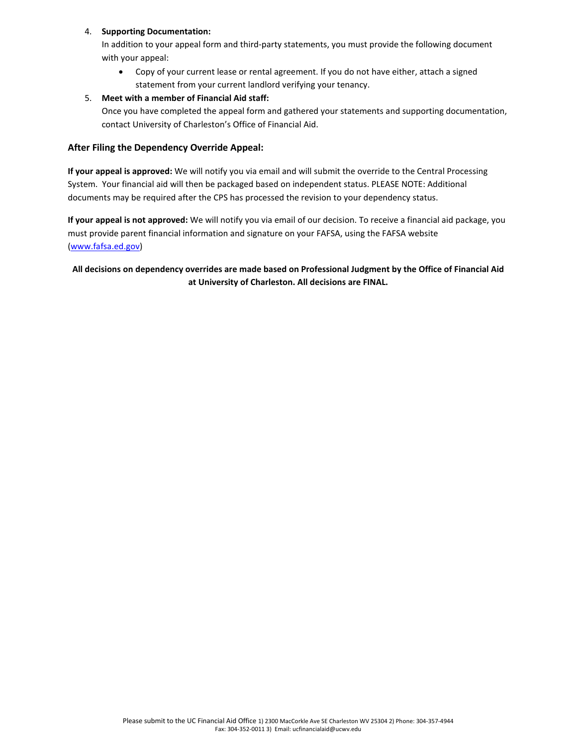4. **Supporting Documentation:**
   In addition to your appeal form and third-party statements, you must provide the following document with your appeal:
   - Copy of your current lease or rental agreement. If you do not have either, attach a signed statement from your current landlord verifying your tenancy.
5. **Meet with a member of Financial Aid staff:**
   Once you have completed the appeal form and gathered your statements and supporting documentation, contact University of Charleston's Office of Financial Aid.

### After Filing the Dependency Override Appeal:

**If your appeal is approved:** We will notify you via email and will submit the override to the Central Processing System. Your financial aid will then be packaged based on independent status. PLEASE NOTE: Additional documents may be required after the CPS has processed the revision to your dependency status.

**If your appeal is not approved:** We will notify you via email of our decision. To receive a financial aid package, you must provide parent financial information and signature on your FAFSA, using the FAFSA website ([www.fafsa.ed.gov](http://www.fafsa.ed.gov))

**All decisions on dependency overrides are made based on Professional Judgment by the Office of Financial Aid at University of Charleston. All decisions are FINAL.**

Please submit to the UC Financial Aid Office 1) 2300 MacCorkle Ave SE Charleston WV 25304 2) Phone: 304-357-4944 Fax: 304-352-0011 3) Email: ucfinancialaid@ucwv.edu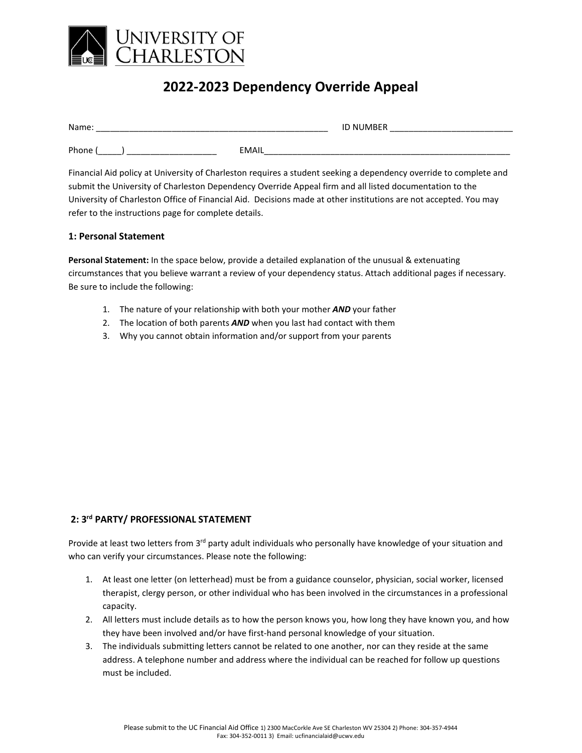# 2022-2023 Dependency Override Appeal

Name: ___________________________________________________ ID NUMBER __________________________

Phone (_____) ___________________ EMAIL______________________________________________________

Financial Aid policy at University of Charleston requires a student seeking a dependency override to complete and submit the University of Charleston Dependency Override Appeal firm and all listed documentation to the University of Charleston Office of Financial Aid. Decisions made at other institutions are not accepted. You may refer to the instructions page for complete details.

### 1: Personal Statement

**Personal Statement:** In the space below, provide a detailed explanation of the unusual & extenuating circumstances that you believe warrant a review of your dependency status. Attach additional pages if necessary. Be sure to include the following:

1. The nature of your relationship with both your mother ***AND*** your father
2. The location of both parents ***AND*** when you last had contact with them
3. Why you cannot obtain information and/or support from your parents

### 2: 3rd PARTY/ PROFESSIONAL STATEMENT

Provide at least two letters from 3rd party adult individuals who personally have knowledge of your situation and who can verify your circumstances. Please note the following:

1. At least one letter (on letterhead) must be from a guidance counselor, physician, social worker, licensed therapist, clergy person, or other individual who has been involved in the circumstances in a professional capacity.
2. All letters must include details as to how the person knows you, how long they have known you, and how they have been involved and/or have first-hand personal knowledge of your situation.
3. The individuals submitting letters cannot be related to one another, nor can they reside at the same address. A telephone number and address where the individual can be reached for follow up questions must be included.

Please submit to the UC Financial Aid Office 1) 2300 MacCorkle Ave SE Charleston WV 25304 2) Phone: 304-357-4944 Fax: 304-352-0011 3) Email: ucfinancialaid@ucwv.edu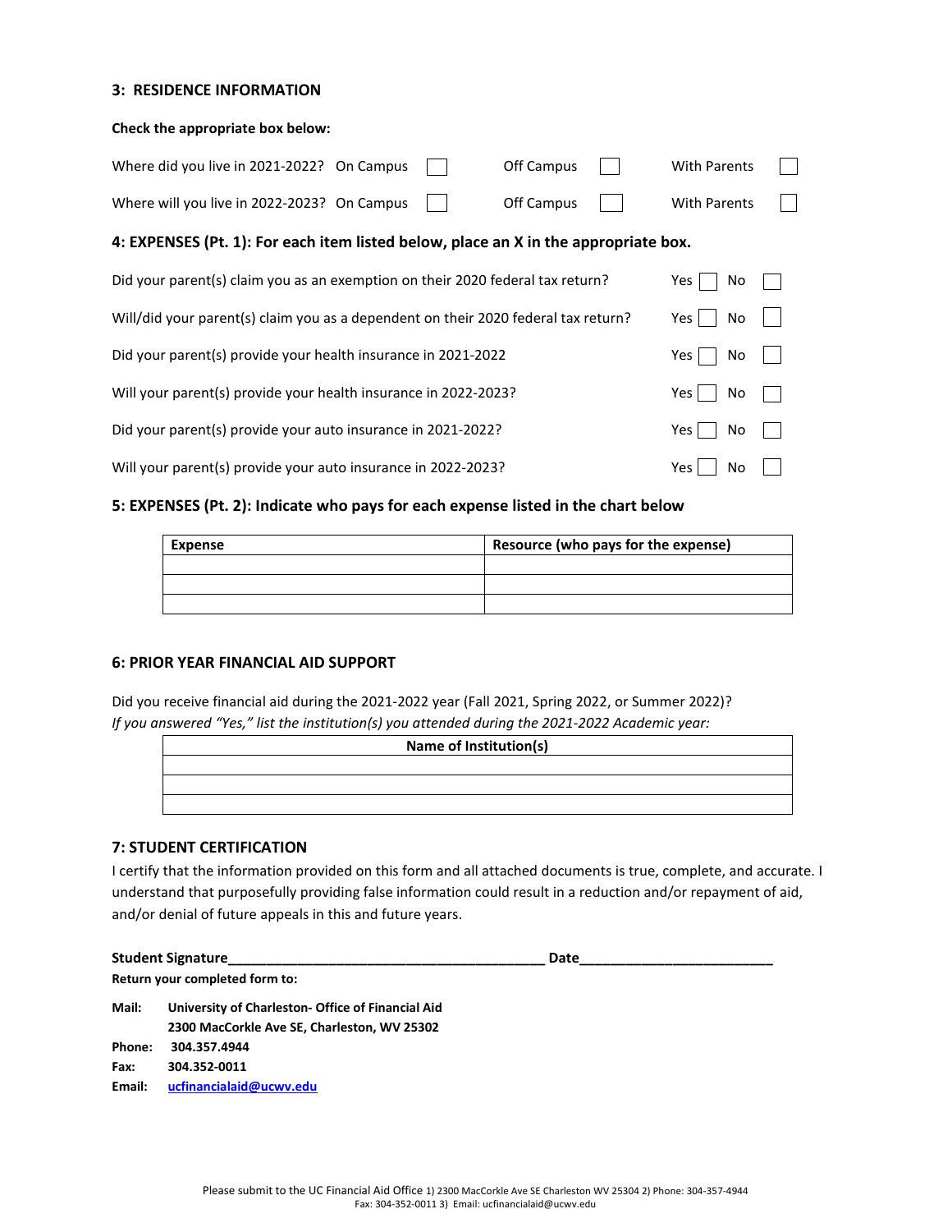### 3: RESIDENCE INFORMATION

**Check the appropriate box below:**

Where did you live in 2021-2022? On Campus ☐ Off Campus ☐ With Parents ☐

Where will you live in 2022-2023? On Campus ☐ Off Campus ☐ With Parents ☐

### 4: EXPENSES (Pt. 1): For each item listed below, place an X in the appropriate box.

Did your parent(s) claim you as an exemption on their 2020 federal tax return? Yes ☐ No ☐

Will/did your parent(s) claim you as a dependent on their 2020 federal tax return? Yes ☐ No ☐

Did your parent(s) provide your health insurance in 2021-2022 Yes ☐ No ☐

Will your parent(s) provide your health insurance in 2022-2023? Yes ☐ No ☐

Did your parent(s) provide your auto insurance in 2021-2022? Yes ☐ No ☐

Will your parent(s) provide your auto insurance in 2022-2023? Yes ☐ No ☐

### 5: EXPENSES (Pt. 2): Indicate who pays for each expense listed in the chart below

| Expense | Resource (who pays for the expense) |
|---|---|
| | |
| | |
| | |

### 6: PRIOR YEAR FINANCIAL AID SUPPORT

Did you receive financial aid during the 2021-2022 year (Fall 2021, Spring 2022, or Summer 2022)?
*If you answered "Yes," list the institution(s) you attended during the 2021-2022 Academic year:*

| Name of Institution(s) |
|---|
| |
| |
| |

### 7: STUDENT CERTIFICATION

I certify that the information provided on this form and all attached documents is true, complete, and accurate. I understand that purposefully providing false information could result in a reduction and/or repayment of aid, and/or denial of future appeals in this and future years.

**Student Signature\_\_\_\_\_\_\_\_\_\_\_\_\_\_\_\_\_\_\_\_\_\_\_\_\_\_\_\_\_\_\_\_\_\_\_\_\_\_\_\_ Date\_\_\_\_\_\_\_\_\_\_\_\_\_\_\_\_\_\_\_\_\_\_\_\_\_**

**Return your completed form to:**

**Mail:** **University of Charleston- Office of Financial Aid**
**2300 MacCorkle Ave SE, Charleston, WV 25302**
**Phone:** **304.357.4944**
**Fax:** **304.352-0011**
**Email:** **ucfinancialaid@ucwv.edu**

Please submit to the UC Financial Aid Office 1) 2300 MacCorkle Ave SE Charleston WV 25304 2) Phone: 304-357-4944 Fax: 304-352-0011 3) Email: ucfinancialaid@ucwv.edu